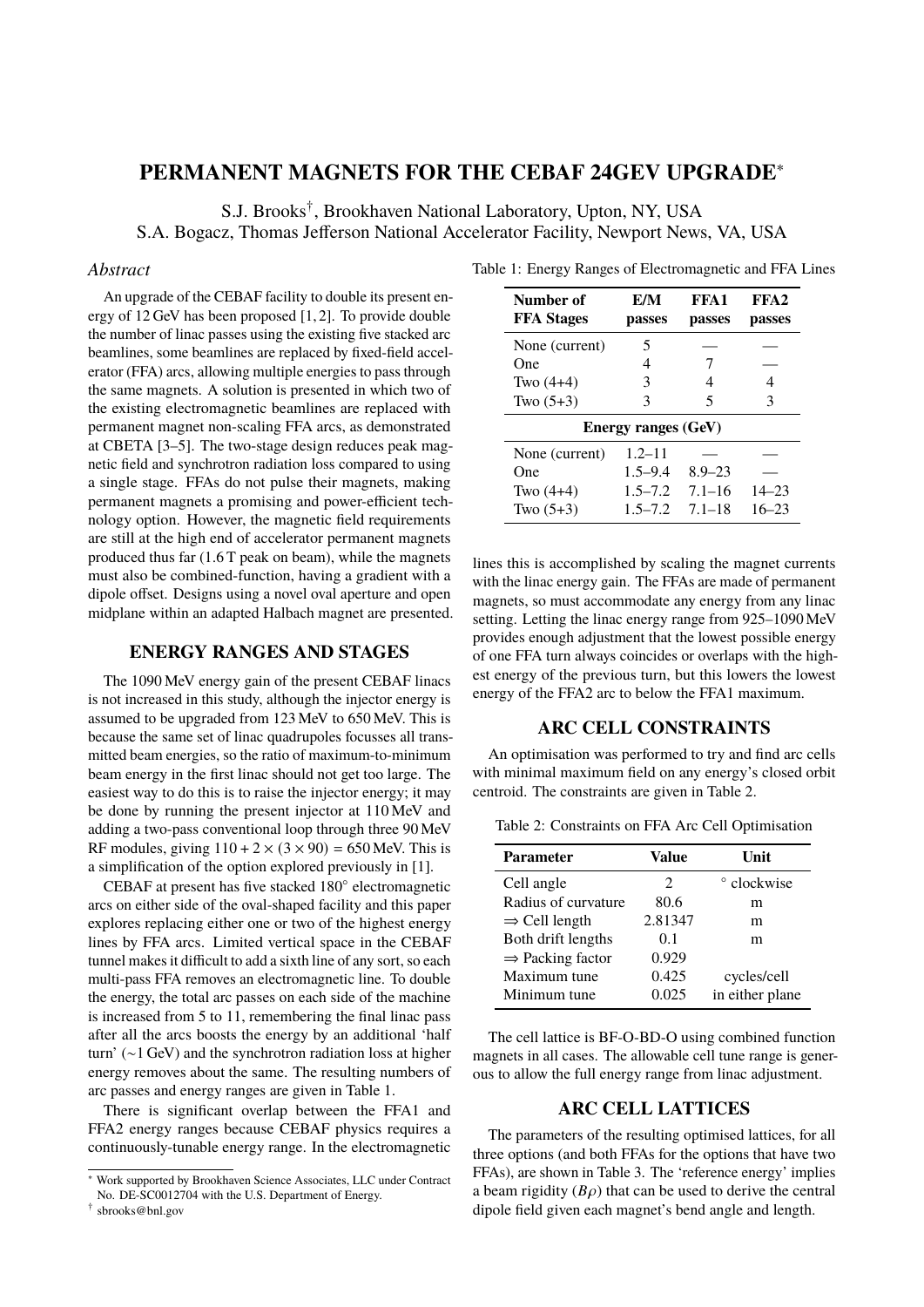# PERMANENT MAGNETS FOR THE CEBAF 24GEV UPGRADE*

S.J. Brooks†, Brookhaven National Laboratory, Upton, NY, USA
S.A. Bogacz, Thomas Jefferson National Accelerator Facility, Newport News, VA, USA

## *Abstract*

An upgrade of the CEBAF facility to double its present energy of 12 GeV has been proposed [1, 2]. To provide double the number of linac passes using the existing five stacked arc beamlines, some beamlines are replaced by fixed-field accelerator (FFA) arcs, allowing multiple energies to pass through the same magnets. A solution is presented in which two of the existing electromagnetic beamlines are replaced with permanent magnet non-scaling FFA arcs, as demonstrated at CBETA [3–5]. The two-stage design reduces peak magnetic field and synchrotron radiation loss compared to using a single stage. FFAs do not pulse their magnets, making permanent magnets a promising and power-efficient technology option. However, the magnetic field requirements are still at the high end of accelerator permanent magnets produced thus far (1.6 T peak on beam), while the magnets must also be combined-function, having a gradient with a dipole offset. Designs using a novel oval aperture and open midplane within an adapted Halbach magnet are presented.

## ENERGY RANGES AND STAGES

The 1090 MeV energy gain of the present CEBAF linacs is not increased in this study, although the injector energy is assumed to be upgraded from 123 MeV to 650 MeV. This is because the same set of linac quadrupoles focusses all transmitted beam energies, so the ratio of maximum-to-minimum beam energy in the first linac should not get too large. The easiest way to do this is to raise the injector energy; it may be done by running the present injector at 110 MeV and adding a two-pass conventional loop through three 90 MeV RF modules, giving $110 + 2 \times (3 \times 90) = 650$ MeV. This is a simplification of the option explored previously in [1].

CEBAF at present has five stacked 180° electromagnetic arcs on either side of the oval-shaped facility and this paper explores replacing either one or two of the highest energy lines by FFA arcs. Limited vertical space in the CEBAF tunnel makes it difficult to add a sixth line of any sort, so each multi-pass FFA removes an electromagnetic line. To double the energy, the total arc passes on each side of the machine is increased from 5 to 11, remembering the final linac pass after all the arcs boosts the energy by an additional 'half turn' (~1 GeV) and the synchrotron radiation loss at higher energy removes about the same. The resulting numbers of arc passes and energy ranges are given in Table 1.

There is significant overlap between the FFA1 and FFA2 energy ranges because CEBAF physics requires a continuously-tunable energy range. In the electromagnetic lines this is accomplished by scaling the magnet currents with the linac energy gain. The FFAs are made of permanent magnets, so must accommodate any energy from any linac setting. Letting the linac energy range from 925–1090 MeV provides enough adjustment that the lowest possible energy of one FFA turn always coincides or overlaps with the highest energy of the previous turn, but this lowers the lowest energy of the FFA2 arc to below the FFA1 maximum.

Table 1: Energy Ranges of Electromagnetic and FFA Lines

| Number of FFA Stages | E/M passes | FFA1 passes | FFA2 passes |
|---|---|---|---|
| None (current) | 5 | — | — |
| One | 4 | 7 | — |
| Two (4+4) | 3 | 4 | 4 |
| Two (5+3) | 3 | 5 | 3 |
| **Energy ranges (GeV)** | | | |
| None (current) | 1.2–11 | — | — |
| One | 1.5–9.4 | 8.9–23 | — |
| Two (4+4) | 1.5–7.2 | 7.1–16 | 14–23 |
| Two (5+3) | 1.5–7.2 | 7.1–18 | 16–23 |

## ARC CELL CONSTRAINTS

An optimisation was performed to try and find arc cells with minimal maximum field on any energy's closed orbit centroid. The constraints are given in Table 2.

Table 2: Constraints on FFA Arc Cell Optimisation

| Parameter | Value | Unit |
|---|---|---|
| Cell angle | 2 | ° clockwise |
| Radius of curvature | 80.6 | m |
| ⇒ Cell length | 2.81347 | m |
| Both drift lengths | 0.1 | m |
| ⇒ Packing factor | 0.929 | |
| Maximum tune | 0.425 | cycles/cell |
| Minimum tune | 0.025 | in either plane |

The cell lattice is BF-O-BD-O using combined function magnets in all cases. The allowable cell tune range is generous to allow the full energy range from linac adjustment.

## ARC CELL LATTICES

The parameters of the resulting optimised lattices, for all three options (and both FFAs for the options that have two FFAs), are shown in Table 3. The 'reference energy' implies a beam rigidity ($B\rho$) that can be used to derive the central dipole field given each magnet's bend angle and length.

---

* Work supported by Brookhaven Science Associates, LLC under Contract No. DE-SC0012704 with the U.S. Department of Energy.

† sbrooks@bnl.gov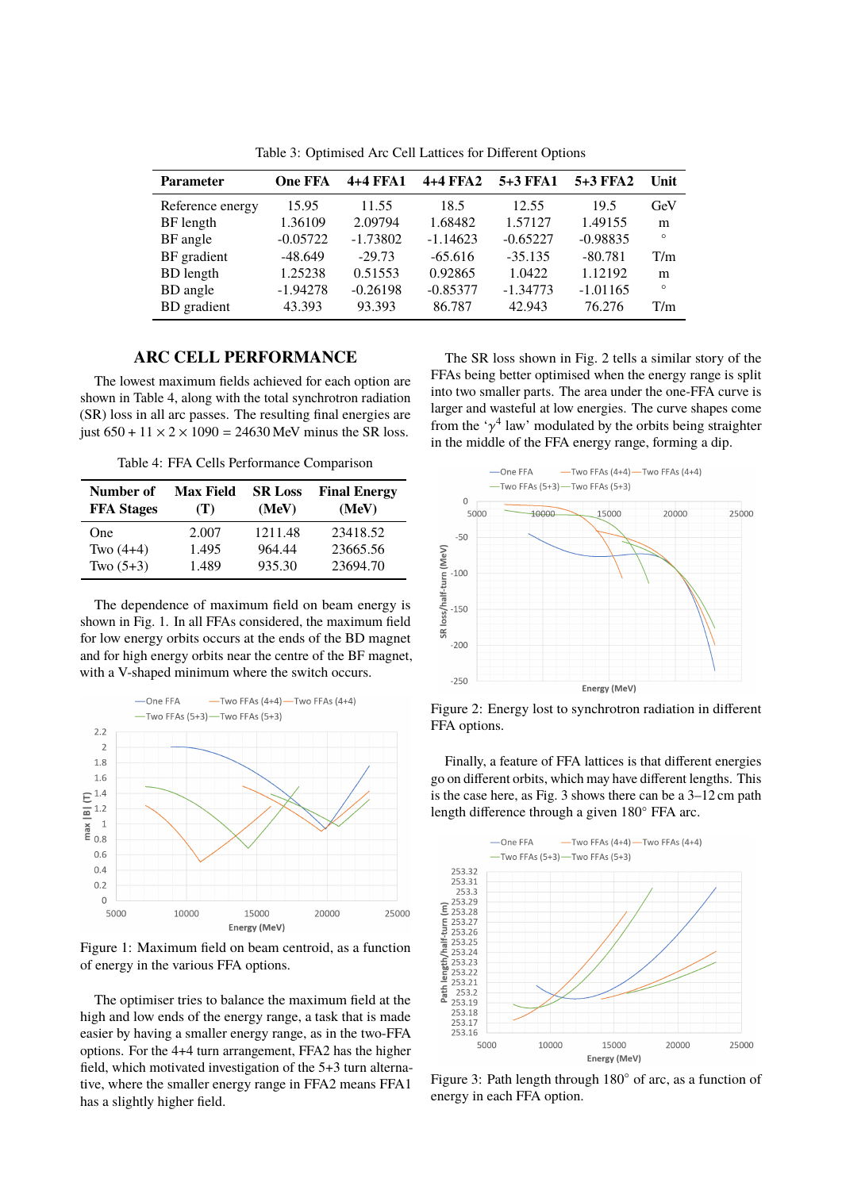Table 3: Optimised Arc Cell Lattices for Different Options

| Parameter | One FFA | 4+4 FFA1 | 4+4 FFA2 | 5+3 FFA1 | 5+3 FFA2 | Unit |
|---|---|---|---|---|---|---|
| Reference energy | 15.95 | 11.55 | 18.5 | 12.55 | 19.5 | GeV |
| BF length | 1.36109 | 2.09794 | 1.68482 | 1.57127 | 1.49155 | m |
| BF angle | -0.05722 | -1.73802 | -1.14623 | -0.65227 | -0.98835 | ° |
| BF gradient | -48.649 | -29.73 | -65.616 | -35.135 | -80.781 | T/m |
| BD length | 1.25238 | 0.51553 | 0.92865 | 1.0422 | 1.12192 | m |
| BD angle | -1.94278 | -0.26198 | -0.85377 | -1.34773 | -1.01165 | ° |
| BD gradient | 43.393 | 93.393 | 86.787 | 42.943 | 76.276 | T/m |

## ARC CELL PERFORMANCE

The lowest maximum fields achieved for each option are shown in Table 4, along with the total synchrotron radiation (SR) loss in all arc passes. The resulting final energies are just $650 + 11 \times 2 \times 1090 = 24630$ MeV minus the SR loss.

Table 4: FFA Cells Performance Comparison

| Number of FFA Stages | Max Field (T) | SR Loss (MeV) | Final Energy (MeV) |
|---|---|---|---|
| One | 2.007 | 1211.48 | 23418.52 |
| Two (4+4) | 1.495 | 964.44 | 23665.56 |
| Two (5+3) | 1.489 | 935.30 | 23694.70 |

The dependence of maximum field on beam energy is shown in Fig. 1. In all FFAs considered, the maximum field for low energy orbits occurs at the ends of the BD magnet and for high energy orbits near the centre of the BF magnet, with a V-shaped minimum where the switch occurs.

Figure 1: Maximum field on beam centroid, as a function of energy in the various FFA options.

The optimiser tries to balance the maximum field at the high and low ends of the energy range, a task that is made easier by having a smaller energy range, as in the two-FFA options. For the 4+4 turn arrangement, FFA2 has the higher field, which motivated investigation of the 5+3 turn alternative, where the smaller energy range in FFA2 means FFA1 has a slightly higher field.

The SR loss shown in Fig. 2 tells a similar story of the FFAs being better optimised when the energy range is split into two smaller parts. The area under the one-FFA curve is larger and wasteful at low energies. The curve shapes come from the '$\gamma^4$ law' modulated by the orbits being straighter in the middle of the FFA energy range, forming a dip.

Figure 2: Energy lost to synchrotron radiation in different FFA options.

Finally, a feature of FFA lattices is that different energies go on different orbits, which may have different lengths. This is the case here, as Fig. 3 shows there can be a 3–12 cm path length difference through a given 180° FFA arc.

Figure 3: Path length through 180° of arc, as a function of energy in each FFA option.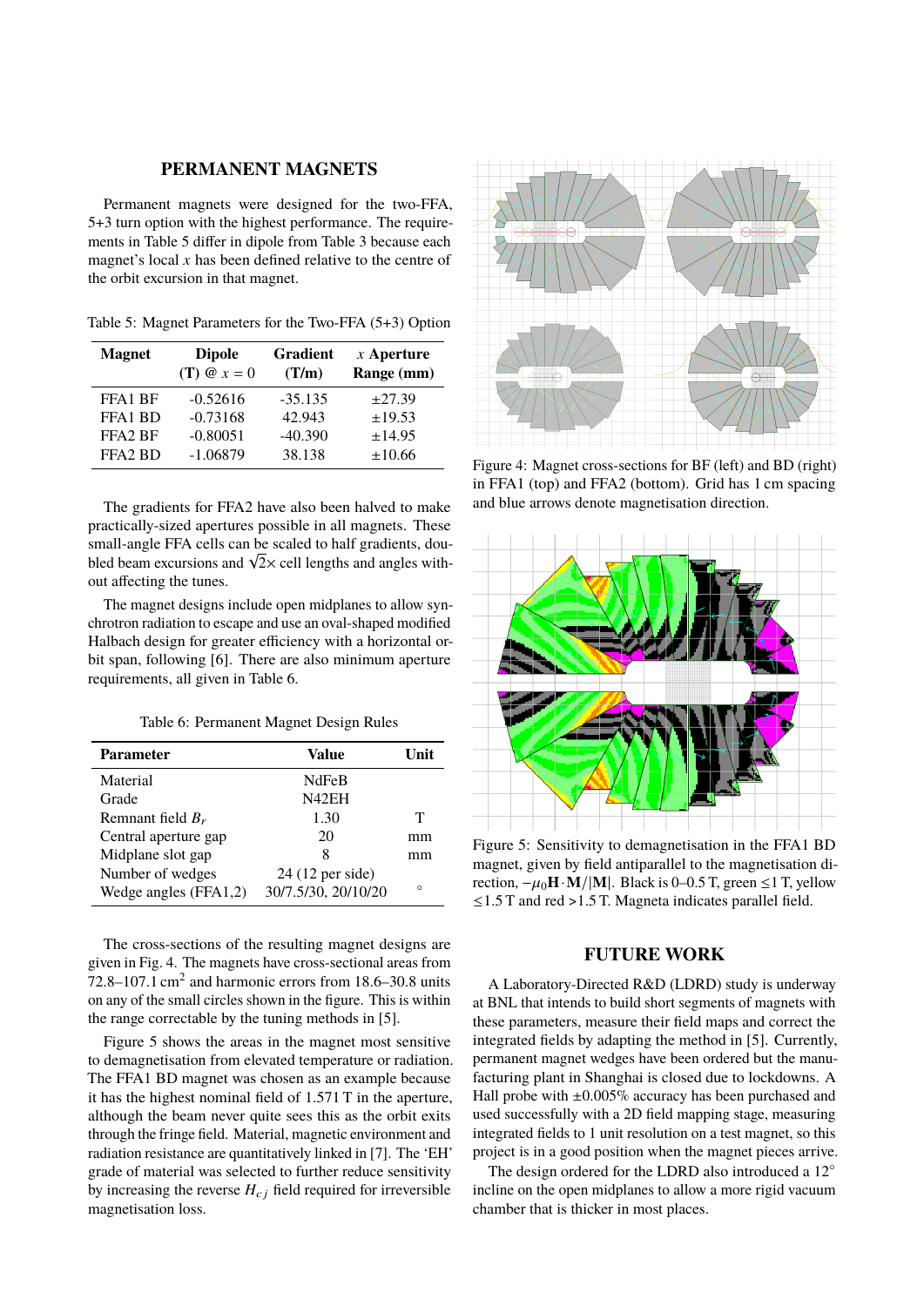## PERMANENT MAGNETS

Permanent magnets were designed for the two-FFA, 5+3 turn option with the highest performance. The requirements in Table 5 differ in dipole from Table 3 because each magnet's local $x$ has been defined relative to the centre of the orbit excursion in that magnet.

Table 5: Magnet Parameters for the Two-FFA (5+3) Option

| Magnet | Dipole (T) @ $x = 0$ | Gradient (T/m) | $x$ Aperture Range (mm) |
|---|---|---|---|
| FFA1 BF | -0.52616 | -35.135 | ±27.39 |
| FFA1 BD | -0.73168 | 42.943 | ±19.53 |
| FFA2 BF | -0.80051 | -40.390 | ±14.95 |
| FFA2 BD | -1.06879 | 38.138 | ±10.66 |

The gradients for FFA2 have also been halved to make practically-sized apertures possible in all magnets. These small-angle FFA cells can be scaled to half gradients, doubled beam excursions and $\sqrt{2}\times$ cell lengths and angles without affecting the tunes.

The magnet designs include open midplanes to allow synchrotron radiation to escape and use an oval-shaped modified Halbach design for greater efficiency with a horizontal orbit span, following [6]. There are also minimum aperture requirements, all given in Table 6.

Table 6: Permanent Magnet Design Rules

| Parameter | Value | Unit |
|---|---|---|
| Material | NdFeB | |
| Grade | N42EH | |
| Remnant field $B_r$ | 1.30 | T |
| Central aperture gap | 20 | mm |
| Midplane slot gap | 8 | mm |
| Number of wedges | 24 (12 per side) | |
| Wedge angles (FFA1,2) | 30/7.5/30, 20/10/20 | ° |

The cross-sections of the resulting magnet designs are given in Fig. 4. The magnets have cross-sectional areas from 72.8–107.1 cm$^2$ and harmonic errors from 18.6–30.8 units on any of the small circles shown in the figure. This is within the range correctable by the tuning methods in [5].

Figure 5 shows the areas in the magnet most sensitive to demagnetisation from elevated temperature or radiation. The FFA1 BD magnet was chosen as an example because it has the highest nominal field of 1.571 T in the aperture, although the beam never quite sees this as the orbit exits through the fringe field. Material, magnetic environment and radiation resistance are quantitatively linked in [7]. The 'EH' grade of material was selected to further reduce sensitivity by increasing the reverse $H_{cj}$ field required for irreversible magnetisation loss.

Figure 4: Magnet cross-sections for BF (left) and BD (right) in FFA1 (top) and FFA2 (bottom). Grid has 1 cm spacing and blue arrows denote magnetisation direction.

Figure 5: Sensitivity to demagnetisation in the FFA1 BD magnet, given by field antiparallel to the magnetisation direction, $-\mu_0 \mathbf{H} \cdot \mathbf{M}/|\mathbf{M}|$. Black is 0–0.5 T, green ≤1 T, yellow ≤1.5 T and red >1.5 T. Magneta indicates parallel field.

## FUTURE WORK

A Laboratory-Directed R&D (LDRD) study is underway at BNL that intends to build short segments of magnets with these parameters, measure their field maps and correct the integrated fields by adapting the method in [5]. Currently, permanent magnet wedges have been ordered but the manufacturing plant in Shanghai is closed due to lockdowns. A Hall probe with ±0.005% accuracy has been purchased and used successfully with a 2D field mapping stage, measuring integrated fields to 1 unit resolution on a test magnet, so this project is in a good position when the magnet pieces arrive.

The design ordered for the LDRD also introduced a 12° incline on the open midplanes to allow a more rigid vacuum chamber that is thicker in most places.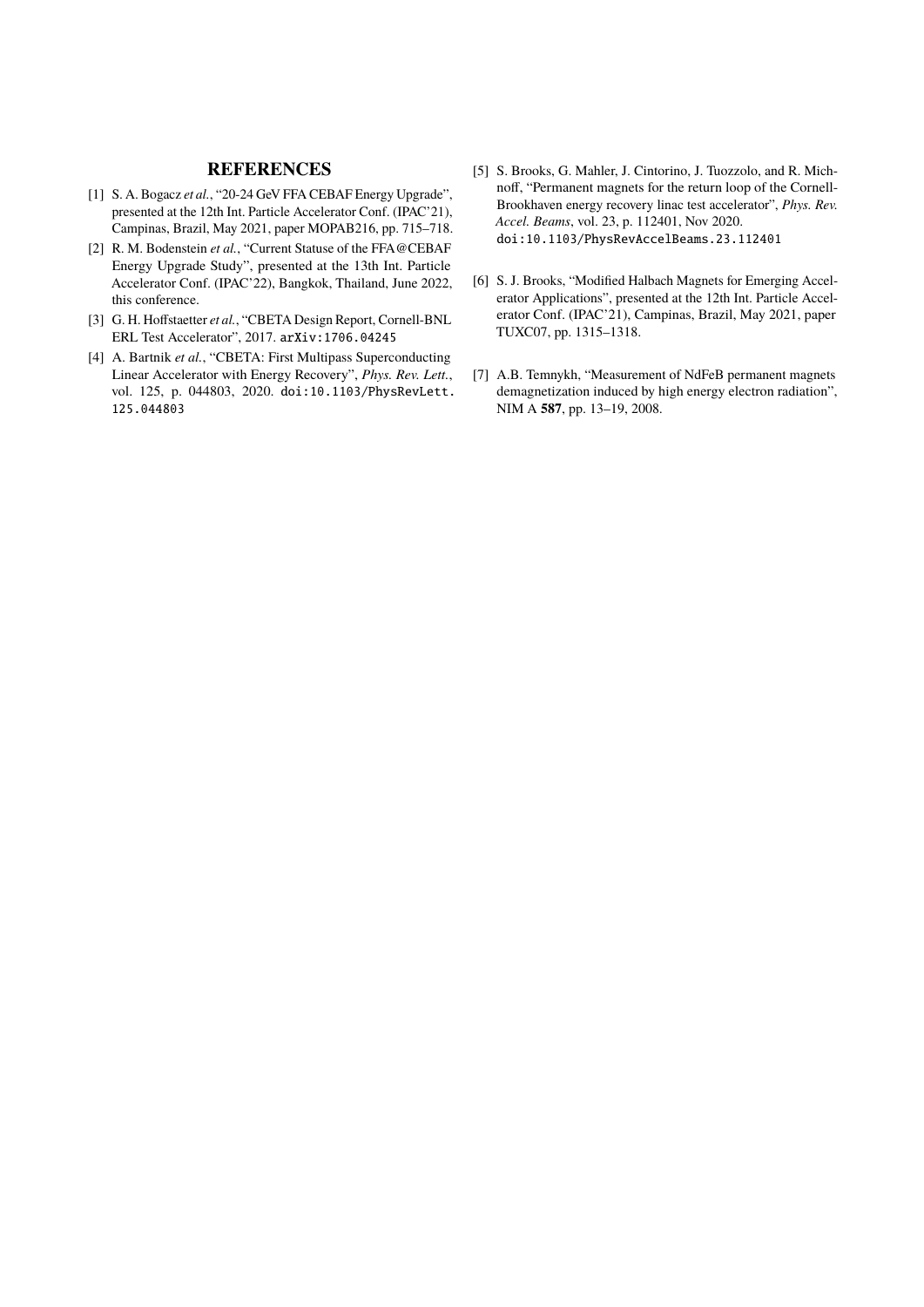## REFERENCES

[1] S. A. Bogacz *et al.*, "20-24 GeV FFA CEBAF Energy Upgrade", presented at the 12th Int. Particle Accelerator Conf. (IPAC'21), Campinas, Brazil, May 2021, paper MOPAB216, pp. 715–718.

[2] R. M. Bodenstein *et al.*, "Current Statuse of the FFA@CEBAF Energy Upgrade Study", presented at the 13th Int. Particle Accelerator Conf. (IPAC'22), Bangkok, Thailand, June 2022, this conference.

[3] G. H. Hoffstaetter *et al.*, "CBETA Design Report, Cornell-BNL ERL Test Accelerator", 2017. `arXiv:1706.04245`

[4] A. Bartnik *et al.*, "CBETA: First Multipass Superconducting Linear Accelerator with Energy Recovery", *Phys. Rev. Lett.*, vol. 125, p. 044803, 2020. `doi:10.1103/PhysRevLett.125.044803`

[5] S. Brooks, G. Mahler, J. Cintorino, J. Tuozzolo, and R. Michnoff, "Permanent magnets for the return loop of the Cornell-Brookhaven energy recovery linac test accelerator", *Phys. Rev. Accel. Beams*, vol. 23, p. 112401, Nov 2020. `doi:10.1103/PhysRevAccelBeams.23.112401`

[6] S. J. Brooks, "Modified Halbach Magnets for Emerging Accelerator Applications", presented at the 12th Int. Particle Accelerator Conf. (IPAC'21), Campinas, Brazil, May 2021, paper TUXC07, pp. 1315–1318.

[7] A.B. Temnykh, "Measurement of NdFeB permanent magnets demagnetization induced by high energy electron radiation", NIM A **587**, pp. 13–19, 2008.